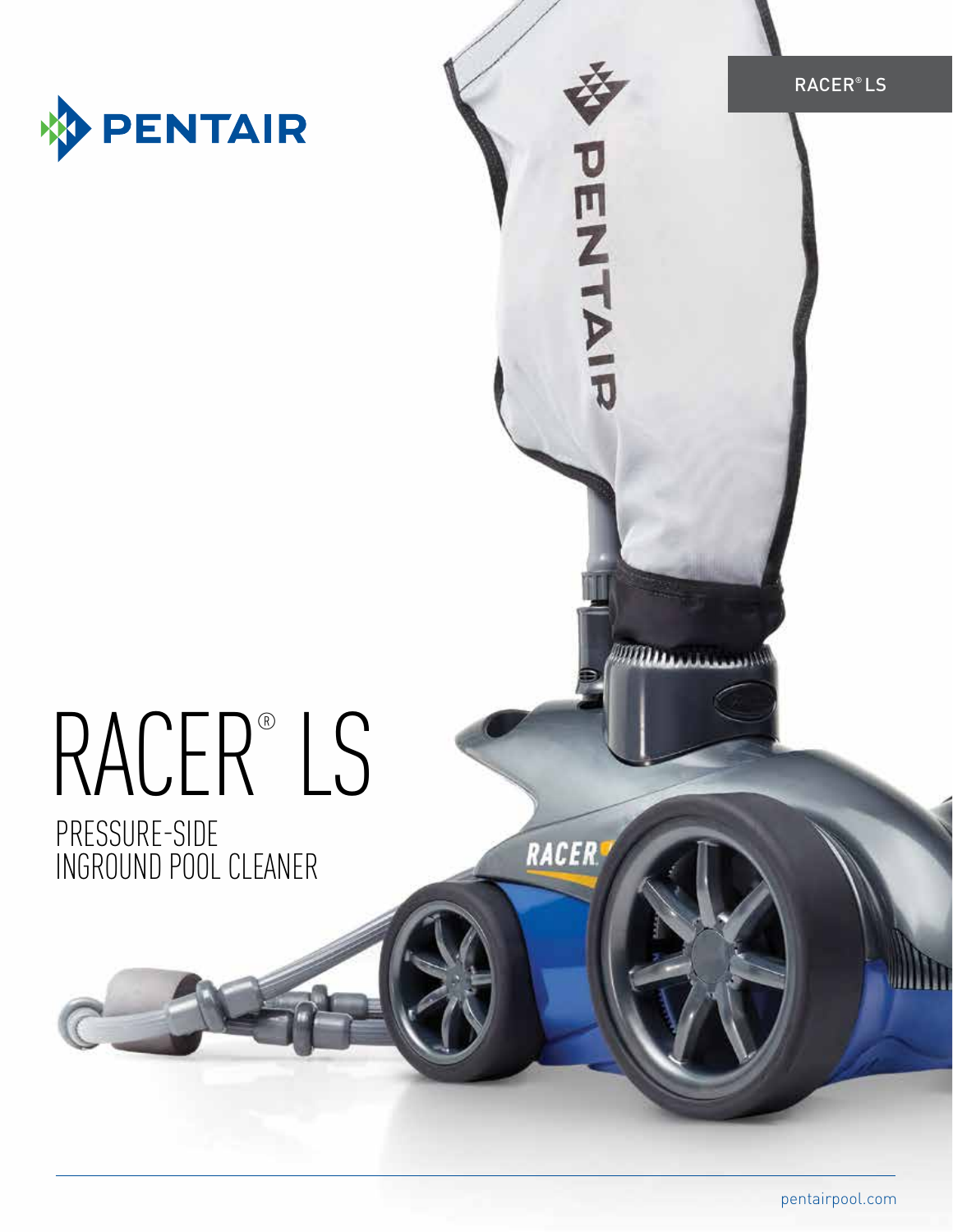PENTAIR

RACER® LS

# RACER® LS

## PRESSURE-SIDE INGROUND POOL CLEANER

pentairpool.com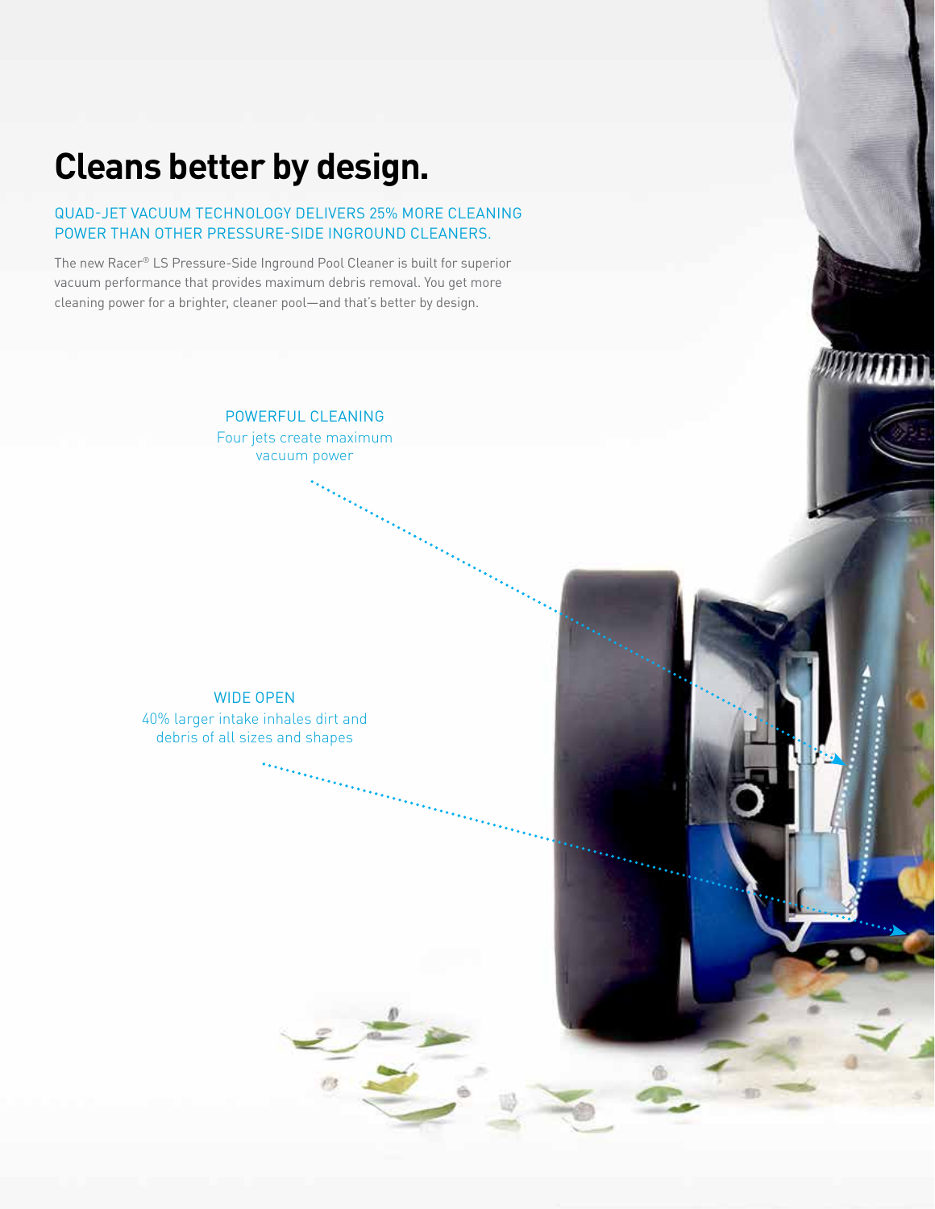# Cleans better by design.

QUAD-JET VACUUM TECHNOLOGY DELIVERS 25% MORE CLEANING POWER THAN OTHER PRESSURE-SIDE INGROUND CLEANERS.

The new Racer® LS Pressure-Side Inground Pool Cleaner is built for superior vacuum performance that provides maximum debris removal. You get more cleaning power for a brighter, cleaner pool—and that's better by design.

POWERFUL CLEANING

Four jets create maximum vacuum power

WIDE OPEN

40% larger intake inhales dirt and debris of all sizes and shapes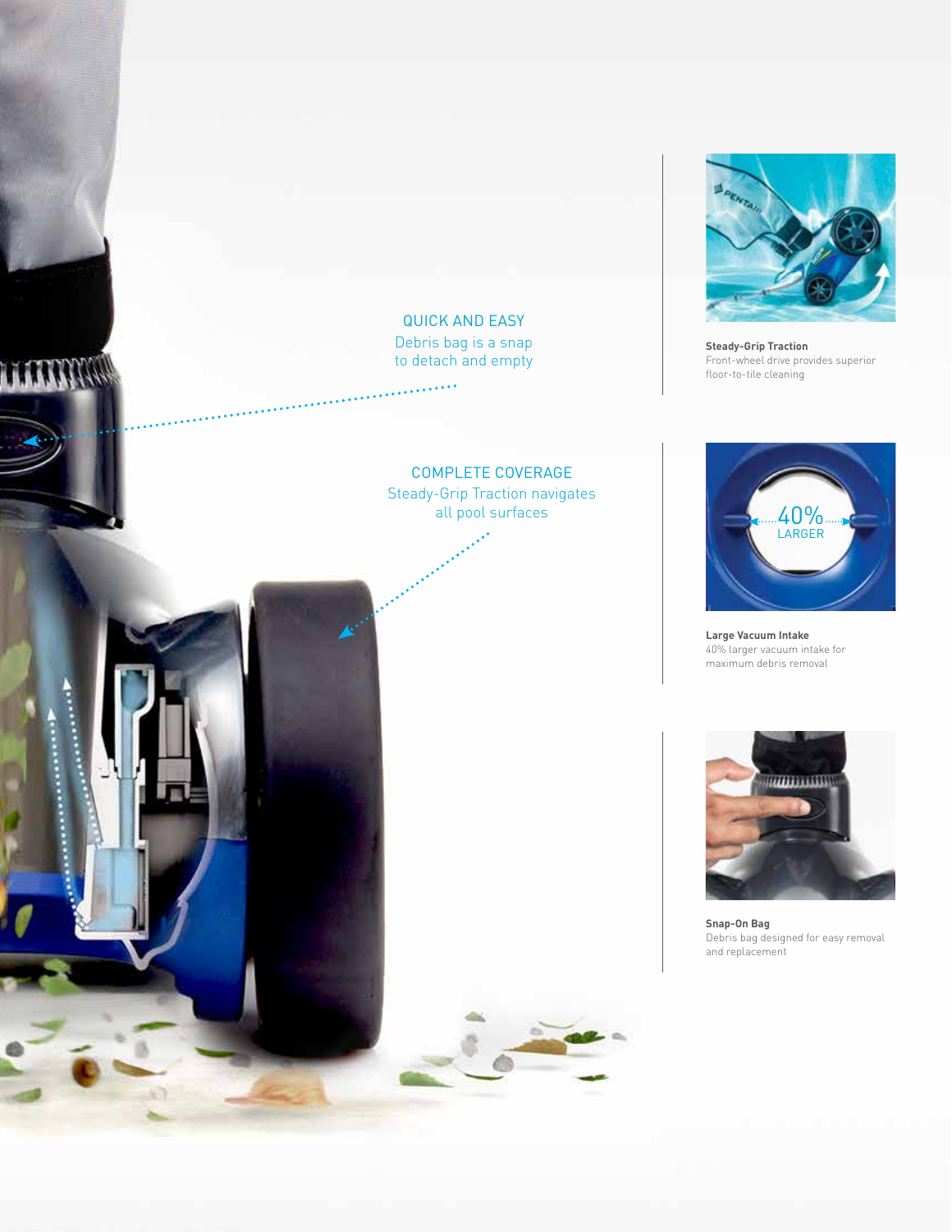QUICK AND EASY

Debris bag is a snap to detach and empty

COMPLETE COVERAGE

Steady-Grip Traction navigates all pool surfaces

**Steady-Grip Traction**
Front-wheel drive provides superior floor-to-tile cleaning

**Large Vacuum Intake**
40% larger vacuum intake for maximum debris removal

**Snap-On Bag**
Debris bag designed for easy removal and replacement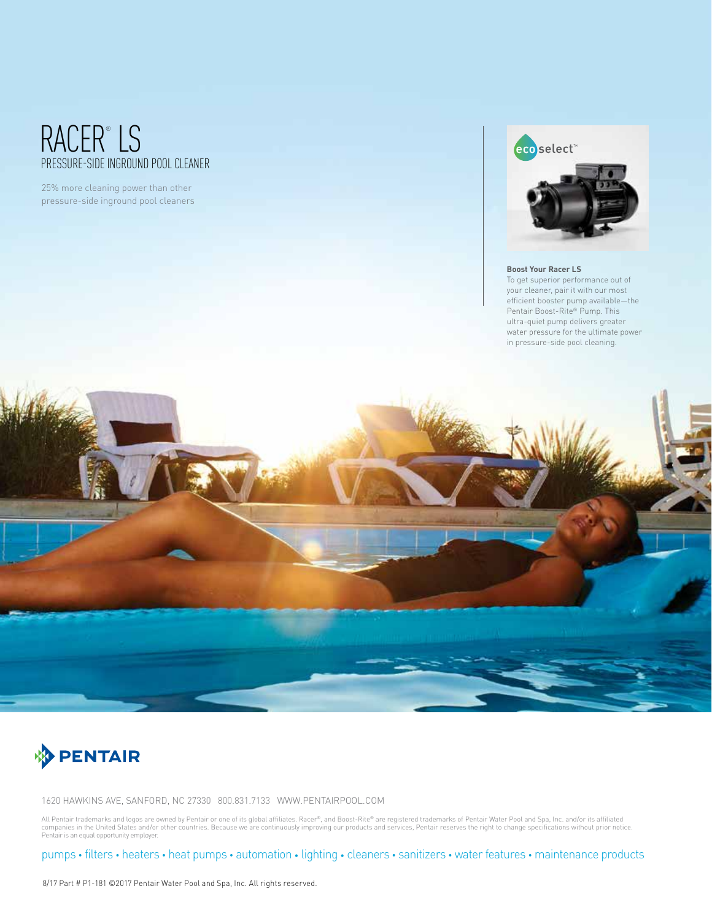# RACER® LS

## PRESSURE-SIDE INGROUND POOL CLEANER

25% more cleaning power than other pressure-side inground pool cleaners

eco select™

**Boost Your Racer LS**

To get superior performance out of your cleaner, pair it with our most efficient booster pump available—the Pentair Boost-Rite® Pump. This ultra-quiet pump delivers greater water pressure for the ultimate power in pressure-side pool cleaning.

PENTAIR

1620 HAWKINS AVE, SANFORD, NC 27330 800.831.7133 WWW.PENTAIRPOOL.COM

All Pentair trademarks and logos are owned by Pentair or one of its global affiliates. Racer®, and Boost-Rite® are registered trademarks of Pentair Water Pool and Spa, Inc. and/or its affiliated companies in the United States and/or other countries. Because we are continuously improving our products and services, Pentair reserves the right to change specifications without prior notice. Pentair is an equal opportunity employer.

pumps • filters • heaters • heat pumps • automation • lighting • cleaners • sanitizers • water features • maintenance products

8/17 Part # P1-181 ©2017 Pentair Water Pool and Spa, Inc. All rights reserved.